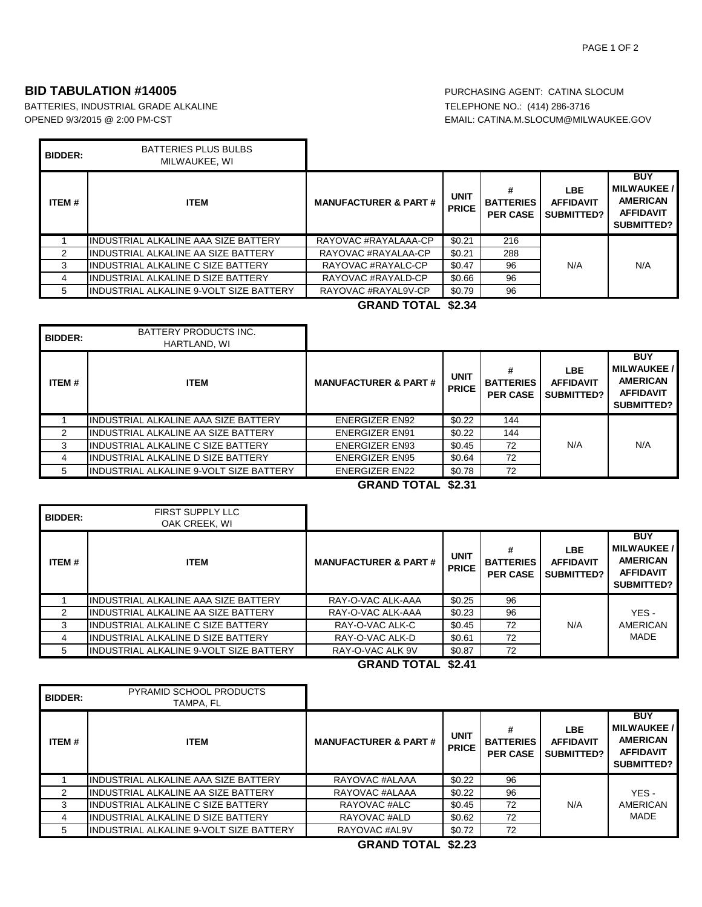## BID TABULATION #14005

BATTERIES, INDUSTRIAL GRADE ALKALINE
OPENED 9/3/2015 @ 2:00 PM-CST

PURCHASING AGENT: CATINA SLOCUM
TELEPHONE NO.: (414) 286-3716
EMAIL: CATINA.M.SLOCUM@MILWAUKEE.GOV

**BIDDER:** BATTERIES PLUS BULBS, MILWAUKEE, WI

| ITEM # | ITEM | MANUFACTURER & PART # | UNIT PRICE | # BATTERIES PER CASE | LBE AFFIDAVIT SUBMITTED? | BUY MILWAUKEE / AMERICAN AFFIDAVIT SUBMITTED? |
|---|---|---|---|---|---|---|
| 1 | INDUSTRIAL ALKALINE AAA SIZE BATTERY | RAYOVAC #RAYALAAA-CP | $0.21 | 216 | N/A | N/A |
| 2 | INDUSTRIAL ALKALINE AA SIZE BATTERY | RAYOVAC #RAYALAA-CP | $0.21 | 288 | | |
| 3 | INDUSTRIAL ALKALINE C SIZE BATTERY | RAYOVAC #RAYALC-CP | $0.47 | 96 | | |
| 4 | INDUSTRIAL ALKALINE D SIZE BATTERY | RAYOVAC #RAYALD-CP | $0.66 | 96 | | |
| 5 | INDUSTRIAL ALKALINE 9-VOLT SIZE BATTERY | RAYOVAC #RAYAL9V-CP | $0.79 | 96 | | |
| | | **GRAND TOTAL** | **$2.34** | | | |

**BIDDER:** BATTERY PRODUCTS INC., HARTLAND, WI

| ITEM # | ITEM | MANUFACTURER & PART # | UNIT PRICE | # BATTERIES PER CASE | LBE AFFIDAVIT SUBMITTED? | BUY MILWAUKEE / AMERICAN AFFIDAVIT SUBMITTED? |
|---|---|---|---|---|---|---|
| 1 | INDUSTRIAL ALKALINE AAA SIZE BATTERY | ENERGIZER EN92 | $0.22 | 144 | N/A | N/A |
| 2 | INDUSTRIAL ALKALINE AA SIZE BATTERY | ENERGIZER EN91 | $0.22 | 144 | | |
| 3 | INDUSTRIAL ALKALINE C SIZE BATTERY | ENERGIZER EN93 | $0.45 | 72 | | |
| 4 | INDUSTRIAL ALKALINE D SIZE BATTERY | ENERGIZER EN95 | $0.64 | 72 | | |
| 5 | INDUSTRIAL ALKALINE 9-VOLT SIZE BATTERY | ENERGIZER EN22 | $0.78 | 72 | | |
| | | **GRAND TOTAL** | **$2.31** | | | |

**BIDDER:** FIRST SUPPLY LLC, OAK CREEK, WI

| ITEM # | ITEM | MANUFACTURER & PART # | UNIT PRICE | # BATTERIES PER CASE | LBE AFFIDAVIT SUBMITTED? | BUY MILWAUKEE / AMERICAN AFFIDAVIT SUBMITTED? |
|---|---|---|---|---|---|---|
| 1 | INDUSTRIAL ALKALINE AAA SIZE BATTERY | RAY-O-VAC ALK-AAA | $0.25 | 96 | N/A | YES - AMERICAN MADE |
| 2 | INDUSTRIAL ALKALINE AA SIZE BATTERY | RAY-O-VAC ALK-AAA | $0.23 | 96 | | |
| 3 | INDUSTRIAL ALKALINE C SIZE BATTERY | RAY-O-VAC ALK-C | $0.45 | 72 | | |
| 4 | INDUSTRIAL ALKALINE D SIZE BATTERY | RAY-O-VAC ALK-D | $0.61 | 72 | | |
| 5 | INDUSTRIAL ALKALINE 9-VOLT SIZE BATTERY | RAY-O-VAC ALK 9V | $0.87 | 72 | | |
| | | **GRAND TOTAL** | **$2.41** | | | |

**BIDDER:** PYRAMID SCHOOL PRODUCTS, TAMPA, FL

| ITEM # | ITEM | MANUFACTURER & PART # | UNIT PRICE | # BATTERIES PER CASE | LBE AFFIDAVIT SUBMITTED? | BUY MILWAUKEE / AMERICAN AFFIDAVIT SUBMITTED? |
|---|---|---|---|---|---|---|
| 1 | INDUSTRIAL ALKALINE AAA SIZE BATTERY | RAYOVAC #ALAAA | $0.22 | 96 | N/A | YES - AMERICAN MADE |
| 2 | INDUSTRIAL ALKALINE AA SIZE BATTERY | RAYOVAC #ALAAA | $0.22 | 96 | | |
| 3 | INDUSTRIAL ALKALINE C SIZE BATTERY | RAYOVAC #ALC | $0.45 | 72 | | |
| 4 | INDUSTRIAL ALKALINE D SIZE BATTERY | RAYOVAC #ALD | $0.62 | 72 | | |
| 5 | INDUSTRIAL ALKALINE 9-VOLT SIZE BATTERY | RAYOVAC #AL9V | $0.72 | 72 | | |
| | | **GRAND TOTAL** | **$2.23** | | | |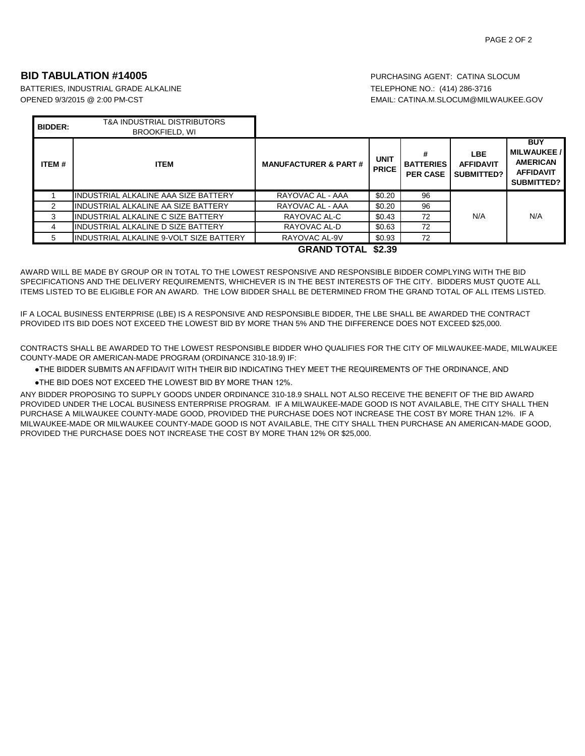## BID TABULATION #14005

BATTERIES, INDUSTRIAL GRADE ALKALINE
OPENED 9/3/2015 @ 2:00 PM-CST

PURCHASING AGENT: CATINA SLOCUM
TELEPHONE NO.: (414) 286-3716
EMAIL: CATINA.M.SLOCUM@MILWAUKEE.GOV

| BIDDER: | T&A INDUSTRIAL DISTRIBUTORS BROOKFIELD, WI | | | | | |
|---|---|---|---|---|---|---|
| **ITEM #** | **ITEM** | **MANUFACTURER & PART #** | **UNIT PRICE** | **# BATTERIES PER CASE** | **LBE AFFIDAVIT SUBMITTED?** | **BUY MILWAUKEE / AMERICAN AFFIDAVIT SUBMITTED?** |
| 1 | INDUSTRIAL ALKALINE AAA SIZE BATTERY | RAYOVAC AL - AAA | $0.20 | 96 | N/A | N/A |
| 2 | INDUSTRIAL ALKALINE AA SIZE BATTERY | RAYOVAC AL - AAA | $0.20 | 96 | | |
| 3 | INDUSTRIAL ALKALINE C SIZE BATTERY | RAYOVAC AL-C | $0.43 | 72 | | |
| 4 | INDUSTRIAL ALKALINE D SIZE BATTERY | RAYOVAC AL-D | $0.63 | 72 | | |
| 5 | INDUSTRIAL ALKALINE 9-VOLT SIZE BATTERY | RAYOVAC AL-9V | $0.93 | 72 | | |
| | | **GRAND TOTAL** | **$2.39** | | | |

AWARD WILL BE MADE BY GROUP OR IN TOTAL TO THE LOWEST RESPONSIVE AND RESPONSIBLE BIDDER COMPLYING WITH THE BID SPECIFICATIONS AND THE DELIVERY REQUIREMENTS, WHICHEVER IS IN THE BEST INTERESTS OF THE CITY. BIDDERS MUST QUOTE ALL ITEMS LISTED TO BE ELIGIBLE FOR AN AWARD. THE LOW BIDDER SHALL BE DETERMINED FROM THE GRAND TOTAL OF ALL ITEMS LISTED.

IF A LOCAL BUSINESS ENTERPRISE (LBE) IS A RESPONSIVE AND RESPONSIBLE BIDDER, THE LBE SHALL BE AWARDED THE CONTRACT PROVIDED ITS BID DOES NOT EXCEED THE LOWEST BID BY MORE THAN 5% AND THE DIFFERENCE DOES NOT EXCEED $25,000.

CONTRACTS SHALL BE AWARDED TO THE LOWEST RESPONSIBLE BIDDER WHO QUALIFIES FOR THE CITY OF MILWAUKEE-MADE, MILWAUKEE COUNTY-MADE OR AMERICAN-MADE PROGRAM (ORDINANCE 310-18.9) IF:

- THE BIDDER SUBMITS AN AFFIDAVIT WITH THEIR BID INDICATING THEY MEET THE REQUIREMENTS OF THE ORDINANCE, AND
- THE BID DOES NOT EXCEED THE LOWEST BID BY MORE THAN 12%.

ANY BIDDER PROPOSING TO SUPPLY GOODS UNDER ORDINANCE 310-18.9 SHALL NOT ALSO RECEIVE THE BENEFIT OF THE BID AWARD PROVIDED UNDER THE LOCAL BUSINESS ENTERPRISE PROGRAM. IF A MILWAUKEE-MADE GOOD IS NOT AVAILABLE, THE CITY SHALL THEN PURCHASE A MILWAUKEE COUNTY-MADE GOOD, PROVIDED THE PURCHASE DOES NOT INCREASE THE COST BY MORE THAN 12%. IF A MILWAUKEE-MADE OR MILWAUKEE COUNTY-MADE GOOD IS NOT AVAILABLE, THE CITY SHALL THEN PURCHASE AN AMERICAN-MADE GOOD, PROVIDED THE PURCHASE DOES NOT INCREASE THE COST BY MORE THAN 12% OR $25,000.